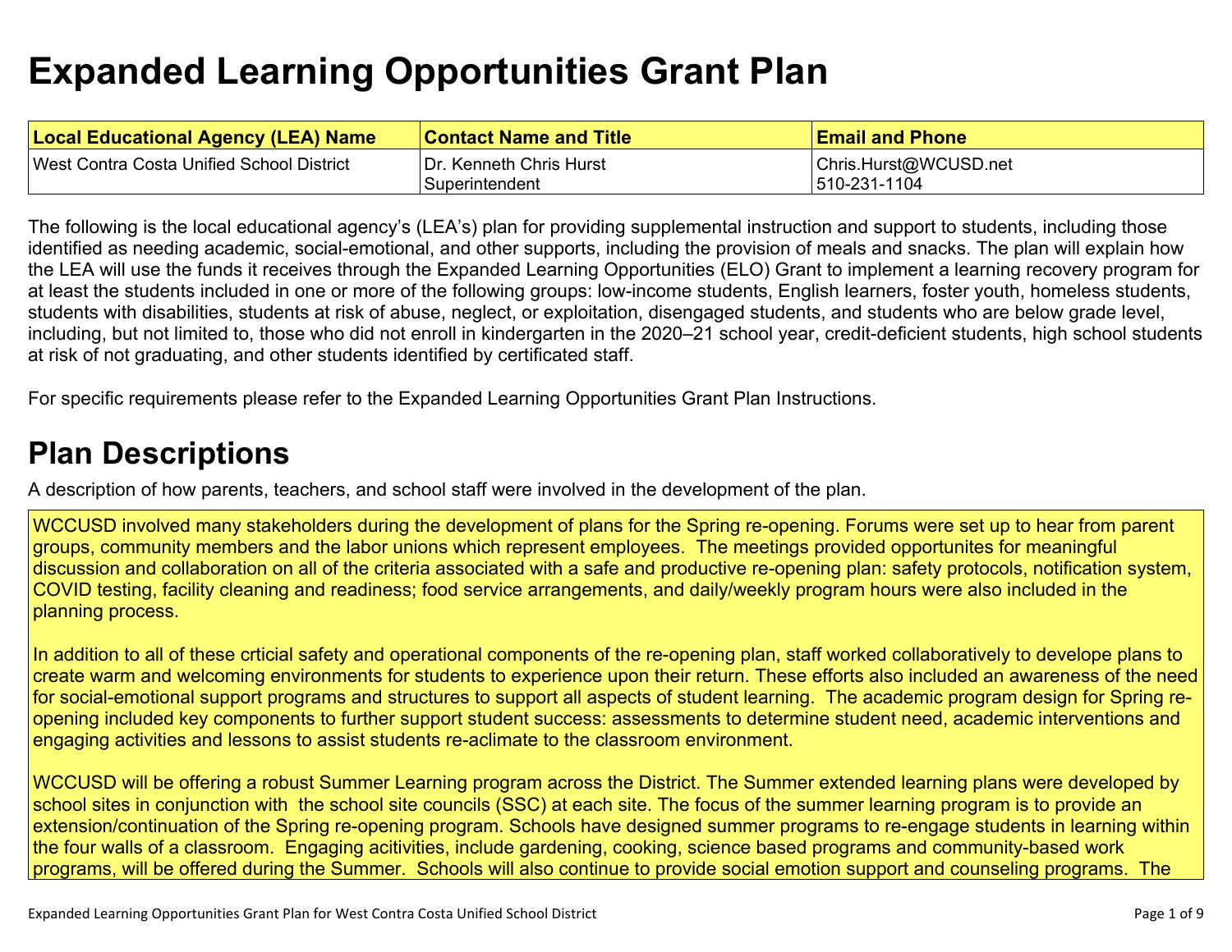# Expanded Learning Opportunities Grant Plan

| Local Educational Agency (LEA) Name | Contact Name and Title | Email and Phone |
|---|---|---|
| West Contra Costa Unified School District | Dr. Kenneth Chris Hurst<br>Superintendent | Chris.Hurst@WCUSD.net<br>510-231-1104 |

The following is the local educational agency's (LEA's) plan for providing supplemental instruction and support to students, including those identified as needing academic, social-emotional, and other supports, including the provision of meals and snacks. The plan will explain how the LEA will use the funds it receives through the Expanded Learning Opportunities (ELO) Grant to implement a learning recovery program for at least the students included in one or more of the following groups: low-income students, English learners, foster youth, homeless students, students with disabilities, students at risk of abuse, neglect, or exploitation, disengaged students, and students who are below grade level, including, but not limited to, those who did not enroll in kindergarten in the 2020–21 school year, credit-deficient students, high school students at risk of not graduating, and other students identified by certificated staff.

For specific requirements please refer to the Expanded Learning Opportunities Grant Plan Instructions.

## Plan Descriptions

A description of how parents, teachers, and school staff were involved in the development of the plan.

WCCUSD involved many stakeholders during the development of plans for the Spring re-opening. Forums were set up to hear from parent groups, community members and the labor unions which represent employees. The meetings provided opportunites for meaningful discussion and collaboration on all of the criteria associated with a safe and productive re-opening plan: safety protocols, notification system, COVID testing, facility cleaning and readiness; food service arrangements, and daily/weekly program hours were also included in the planning process.

In addition to all of these crticial safety and operational components of the re-opening plan, staff worked collaboratively to develope plans to create warm and welcoming environments for students to experience upon their return. These efforts also included an awareness of the need for social-emotional support programs and structures to support all aspects of student learning. The academic program design for Spring re-opening included key components to further support student success: assessments to determine student need, academic interventions and engaging activities and lessons to assist students re-aclimate to the classroom environment.

WCCUSD will be offering a robust Summer Learning program across the District. The Summer extended learning plans were developed by school sites in conjunction with the school site councils (SSC) at each site. The focus of the summer learning program is to provide an extension/continuation of the Spring re-opening program. Schools have designed summer programs to re-engage students in learning within the four walls of a classroom. Engaging acitivities, include gardening, cooking, science based programs and community-based work programs, will be offered during the Summer. Schools will also continue to provide social emotion support and counseling programs. The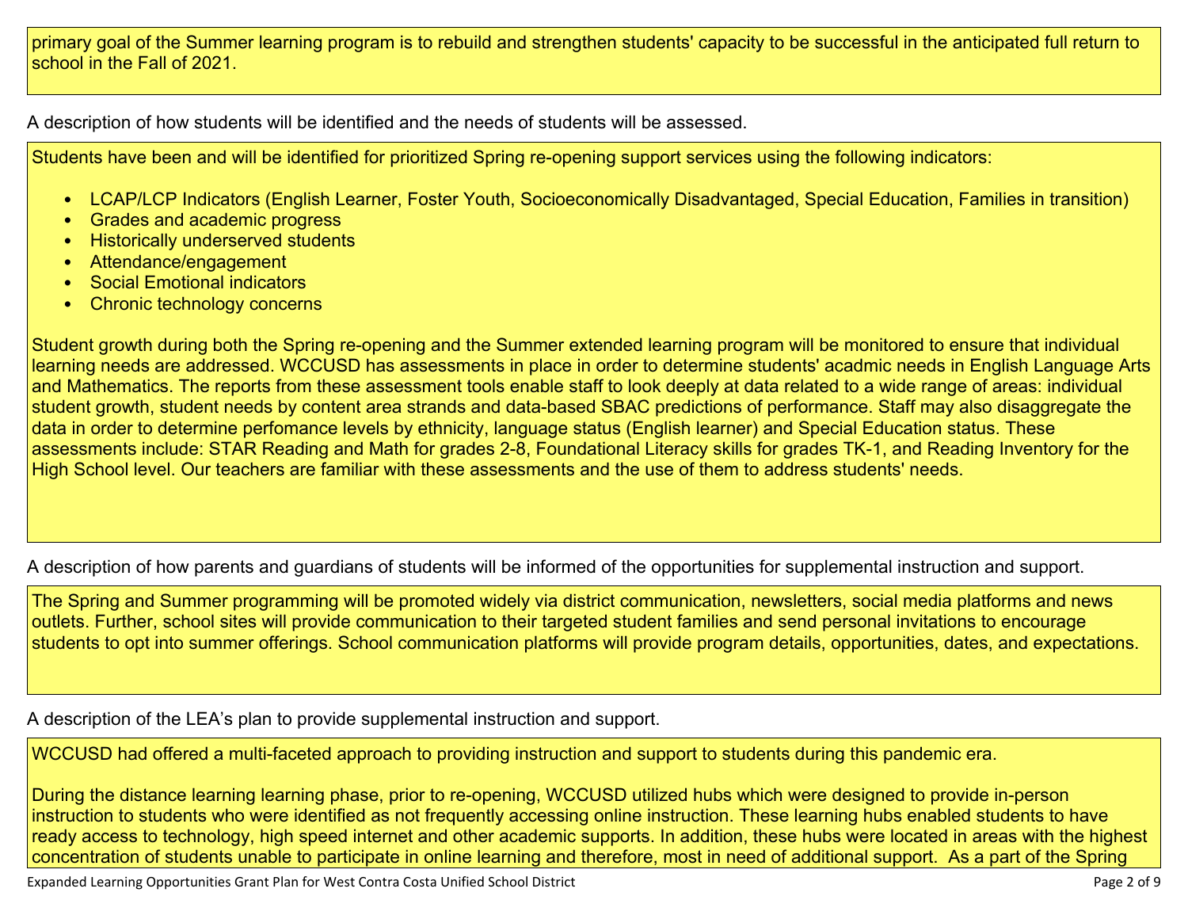primary goal of the Summer learning program is to rebuild and strengthen students' capacity to be successful in the anticipated full return to school in the Fall of 2021.

A description of how students will be identified and the needs of students will be assessed.

Students have been and will be identified for prioritized Spring re-opening support services using the following indicators:

- LCAP/LCP Indicators (English Learner, Foster Youth, Socioeconomically Disadvantaged, Special Education, Families in transition)
- Grades and academic progress
- Historically underserved students
- Attendance/engagement
- Social Emotional indicators
- Chronic technology concerns

Student growth during both the Spring re-opening and the Summer extended learning program will be monitored to ensure that individual learning needs are addressed. WCCUSD has assessments in place in order to determine students' acadmic needs in English Language Arts and Mathematics. The reports from these assessment tools enable staff to look deeply at data related to a wide range of areas: individual student growth, student needs by content area strands and data-based SBAC predictions of performance. Staff may also disaggregate the data in order to determine perfomance levels by ethnicity, language status (English learner) and Special Education status. These assessments include: STAR Reading and Math for grades 2-8, Foundational Literacy skills for grades TK-1, and Reading Inventory for the High School level. Our teachers are familiar with these assessments and the use of them to address students' needs.

A description of how parents and guardians of students will be informed of the opportunities for supplemental instruction and support.

The Spring and Summer programming will be promoted widely via district communication, newsletters, social media platforms and news outlets. Further, school sites will provide communication to their targeted student families and send personal invitations to encourage students to opt into summer offerings. School communication platforms will provide program details, opportunities, dates, and expectations.

A description of the LEA's plan to provide supplemental instruction and support.

WCCUSD had offered a multi-faceted approach to providing instruction and support to students during this pandemic era.

During the distance learning learning phase, prior to re-opening, WCCUSD utilized hubs which were designed to provide in-person instruction to students who were identified as not frequently accessing online instruction. These learning hubs enabled students to have ready access to technology, high speed internet and other academic supports. In addition, these hubs were located in areas with the highest concentration of students unable to participate in online learning and therefore, most in need of additional support. As a part of the Spring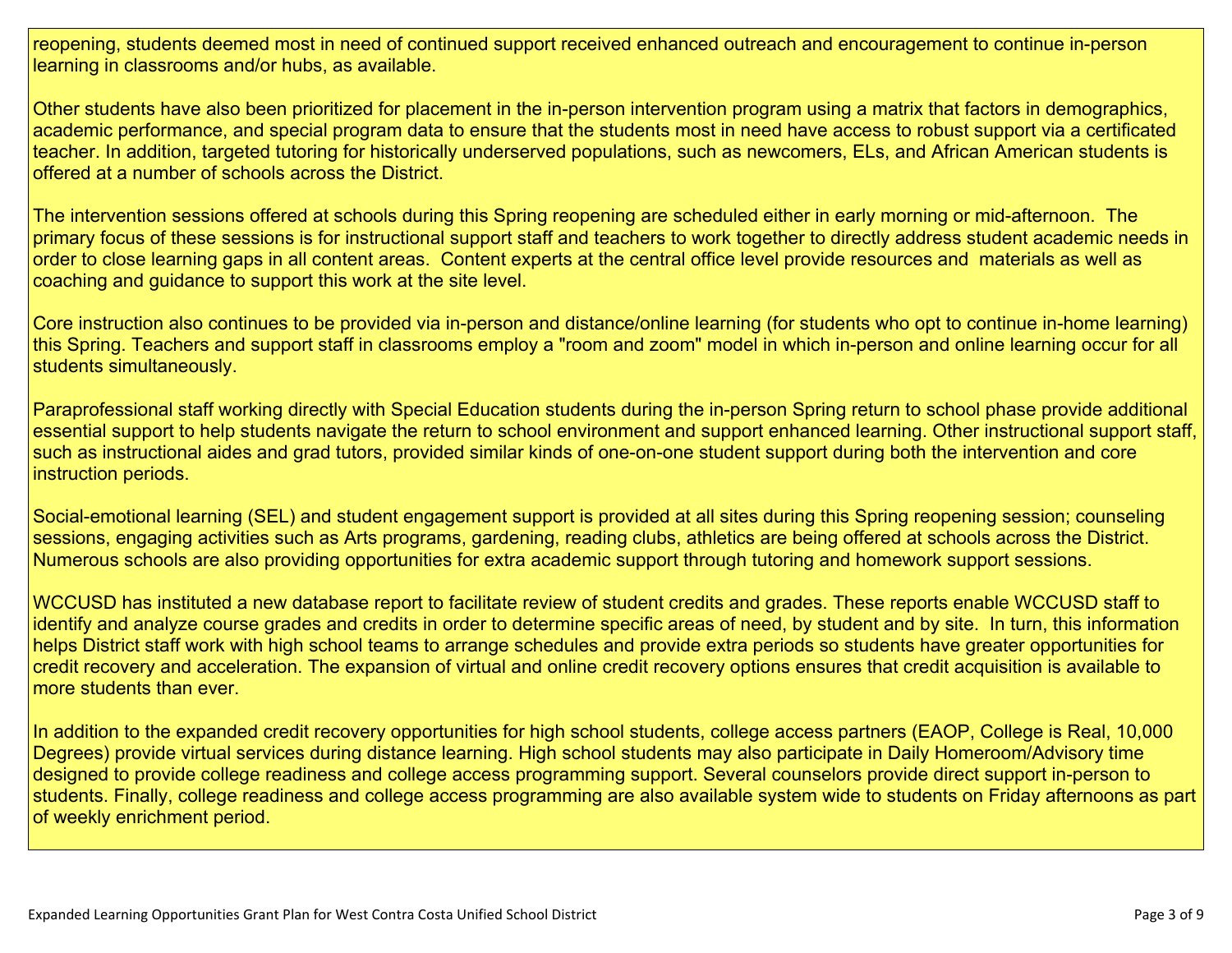reopening, students deemed most in need of continued support received enhanced outreach and encouragement to continue in-person learning in classrooms and/or hubs, as available.

Other students have also been prioritized for placement in the in-person intervention program using a matrix that factors in demographics, academic performance, and special program data to ensure that the students most in need have access to robust support via a certificated teacher. In addition, targeted tutoring for historically underserved populations, such as newcomers, ELs, and African American students is offered at a number of schools across the District.

The intervention sessions offered at schools during this Spring reopening are scheduled either in early morning or mid-afternoon. The primary focus of these sessions is for instructional support staff and teachers to work together to directly address student academic needs in order to close learning gaps in all content areas. Content experts at the central office level provide resources and materials as well as coaching and guidance to support this work at the site level.

Core instruction also continues to be provided via in-person and distance/online learning (for students who opt to continue in-home learning) this Spring. Teachers and support staff in classrooms employ a "room and zoom" model in which in-person and online learning occur for all students simultaneously.

Paraprofessional staff working directly with Special Education students during the in-person Spring return to school phase provide additional essential support to help students navigate the return to school environment and support enhanced learning. Other instructional support staff, such as instructional aides and grad tutors, provided similar kinds of one-on-one student support during both the intervention and core instruction periods.

Social-emotional learning (SEL) and student engagement support is provided at all sites during this Spring reopening session; counseling sessions, engaging activities such as Arts programs, gardening, reading clubs, athletics are being offered at schools across the District. Numerous schools are also providing opportunities for extra academic support through tutoring and homework support sessions.

WCCUSD has instituted a new database report to facilitate review of student credits and grades. These reports enable WCCUSD staff to identify and analyze course grades and credits in order to determine specific areas of need, by student and by site. In turn, this information helps District staff work with high school teams to arrange schedules and provide extra periods so students have greater opportunities for credit recovery and acceleration. The expansion of virtual and online credit recovery options ensures that credit acquisition is available to more students than ever.

In addition to the expanded credit recovery opportunities for high school students, college access partners (EAOP, College is Real, 10,000 Degrees) provide virtual services during distance learning. High school students may also participate in Daily Homeroom/Advisory time designed to provide college readiness and college access programming support. Several counselors provide direct support in-person to students. Finally, college readiness and college access programming are also available system wide to students on Friday afternoons as part of weekly enrichment period.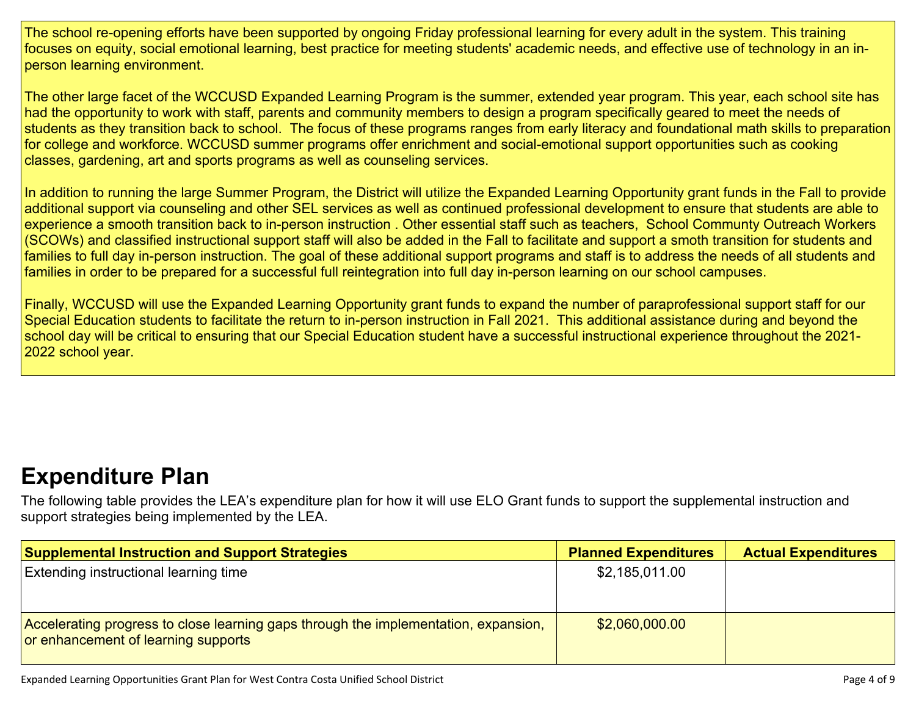The school re-opening efforts have been supported by ongoing Friday professional learning for every adult in the system. This training focuses on equity, social emotional learning, best practice for meeting students' academic needs, and effective use of technology in an in-person learning environment.

The other large facet of the WCCUSD Expanded Learning Program is the summer, extended year program. This year, each school site has had the opportunity to work with staff, parents and community members to design a program specifically geared to meet the needs of students as they transition back to school. The focus of these programs ranges from early literacy and foundational math skills to preparation for college and workforce. WCCUSD summer programs offer enrichment and social-emotional support opportunities such as cooking classes, gardening, art and sports programs as well as counseling services.

In addition to running the large Summer Program, the District will utilize the Expanded Learning Opportunity grant funds in the Fall to provide additional support via counseling and other SEL services as well as continued professional development to ensure that students are able to experience a smooth transition back to in-person instruction . Other essential staff such as teachers, School Commmunity Outreach Workers (SCOWs) and classified instructional support staff will also be added in the Fall to facilitate and support a smoth transition for students and families to full day in-person instruction. The goal of these additional support programs and staff is to address the needs of all students and families in order to be prepared for a successful full reintegration into full day in-person learning on our school campuses.

Finally, WCCUSD will use the Expanded Learning Opportunity grant funds to expand the number of paraprofessional support staff for our Special Education students to facilitate the return to in-person instruction in Fall 2021. This additional assistance during and beyond the school day will be critical to ensuring that our Special Education student have a successful instructional experience throughout the 2021-2022 school year.

# Expenditure Plan

The following table provides the LEA's expenditure plan for how it will use ELO Grant funds to support the supplemental instruction and support strategies being implemented by the LEA.

| Supplemental Instruction and Support Strategies | Planned Expenditures | Actual Expenditures |
|---|---|---|
| Extending instructional learning time | $2,185,011.00 | |
| Accelerating progress to close learning gaps through the implementation, expansion, or enhancement of learning supports | $2,060,000.00 | |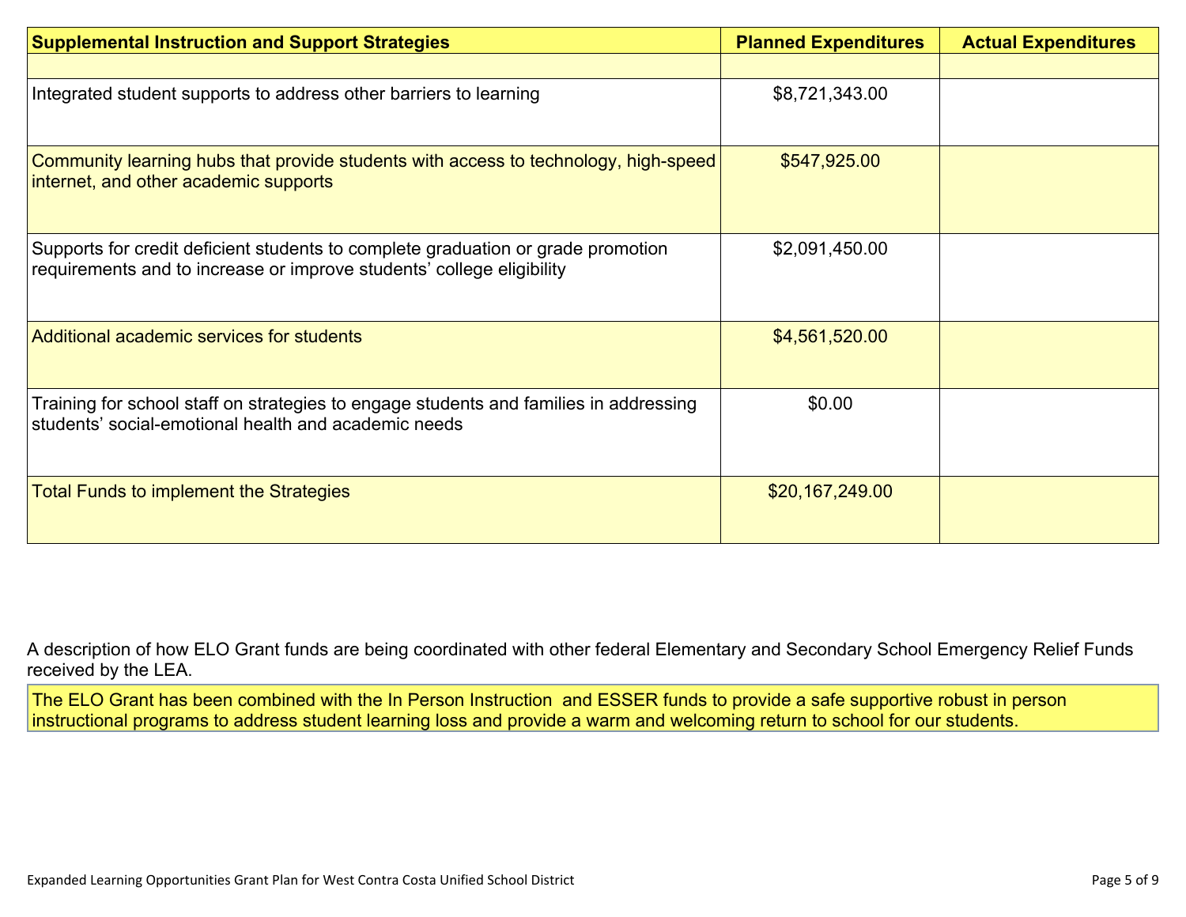| Supplemental Instruction and Support Strategies | Planned Expenditures | Actual Expenditures |
|---|---|---|
| | | |
| Integrated student supports to address other barriers to learning | $8,721,343.00 | |
| Community learning hubs that provide students with access to technology, high-speed internet, and other academic supports | $547,925.00 | |
| Supports for credit deficient students to complete graduation or grade promotion requirements and to increase or improve students' college eligibility | $2,091,450.00 | |
| Additional academic services for students | $4,561,520.00 | |
| Training for school staff on strategies to engage students and families in addressing students' social-emotional health and academic needs | $0.00 | |
| Total Funds to implement the Strategies | $20,167,249.00 | |

A description of how ELO Grant funds are being coordinated with other federal Elementary and Secondary School Emergency Relief Funds received by the LEA.

The ELO Grant has been combined with the In Person Instruction and ESSER funds to provide a safe supportive robust in person instructional programs to address student learning loss and provide a warm and welcoming return to school for our students.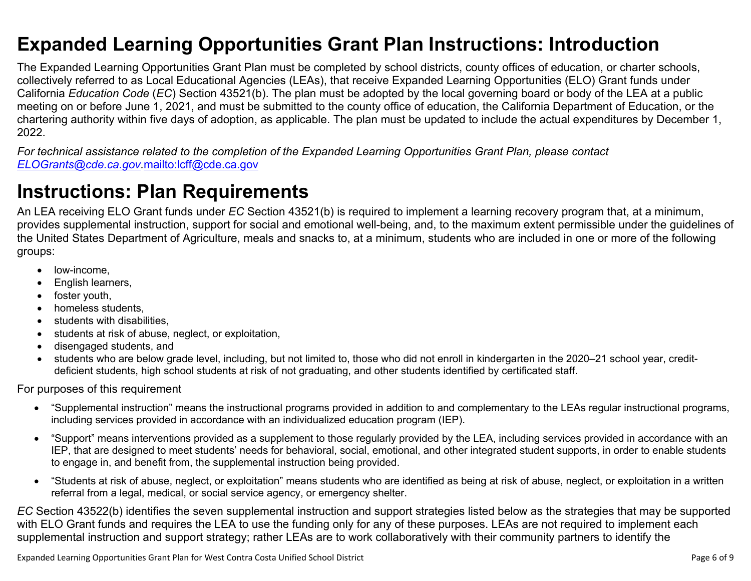# Expanded Learning Opportunities Grant Plan Instructions: Introduction

The Expanded Learning Opportunities Grant Plan must be completed by school districts, county offices of education, or charter schools, collectively referred to as Local Educational Agencies (LEAs), that receive Expanded Learning Opportunities (ELO) Grant funds under California *Education Code* (*EC*) Section 43521(b). The plan must be adopted by the local governing board or body of the LEA at a public meeting on or before June 1, 2021, and must be submitted to the county office of education, the California Department of Education, or the chartering authority within five days of adoption, as applicable. The plan must be updated to include the actual expenditures by December 1, 2022.

*For technical assistance related to the completion of the Expanded Learning Opportunities Grant Plan, please contact [ELOGrants@cde.ca.gov](mailto:ELOGrants@cde.ca.gov).*[mailto:lcff@cde.ca.gov](mailto:lcff@cde.ca.gov)

# Instructions: Plan Requirements

An LEA receiving ELO Grant funds under *EC* Section 43521(b) is required to implement a learning recovery program that, at a minimum, provides supplemental instruction, support for social and emotional well-being, and, to the maximum extent permissible under the guidelines of the United States Department of Agriculture, meals and snacks to, at a minimum, students who are included in one or more of the following groups:

- low-income,
- English learners,
- foster youth,
- homeless students,
- students with disabilities,
- students at risk of abuse, neglect, or exploitation,
- disengaged students, and
- students who are below grade level, including, but not limited to, those who did not enroll in kindergarten in the 2020–21 school year, credit-deficient students, high school students at risk of not graduating, and other students identified by certificated staff.

For purposes of this requirement

- "Supplemental instruction" means the instructional programs provided in addition to and complementary to the LEAs regular instructional programs, including services provided in accordance with an individualized education program (IEP).
- "Support" means interventions provided as a supplement to those regularly provided by the LEA, including services provided in accordance with an IEP, that are designed to meet students' needs for behavioral, social, emotional, and other integrated student supports, in order to enable students to engage in, and benefit from, the supplemental instruction being provided.
- "Students at risk of abuse, neglect, or exploitation" means students who are identified as being at risk of abuse, neglect, or exploitation in a written referral from a legal, medical, or social service agency, or emergency shelter.

*EC* Section 43522(b) identifies the seven supplemental instruction and support strategies listed below as the strategies that may be supported with ELO Grant funds and requires the LEA to use the funding only for any of these purposes. LEAs are not required to implement each supplemental instruction and support strategy; rather LEAs are to work collaboratively with their community partners to identify the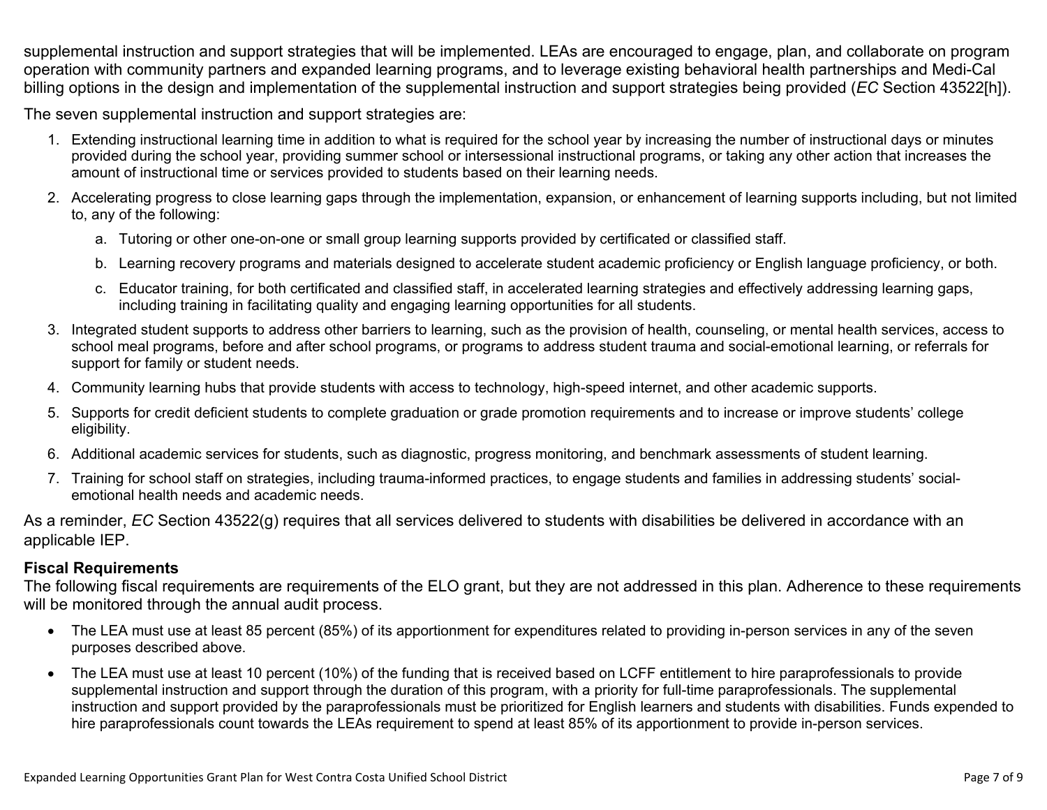supplemental instruction and support strategies that will be implemented. LEAs are encouraged to engage, plan, and collaborate on program operation with community partners and expanded learning programs, and to leverage existing behavioral health partnerships and Medi-Cal billing options in the design and implementation of the supplemental instruction and support strategies being provided (*EC* Section 43522[h]).

The seven supplemental instruction and support strategies are:

1. Extending instructional learning time in addition to what is required for the school year by increasing the number of instructional days or minutes provided during the school year, providing summer school or intersessional instructional programs, or taking any other action that increases the amount of instructional time or services provided to students based on their learning needs.
2. Accelerating progress to close learning gaps through the implementation, expansion, or enhancement of learning supports including, but not limited to, any of the following:
   a. Tutoring or other one-on-one or small group learning supports provided by certificated or classified staff.
   b. Learning recovery programs and materials designed to accelerate student academic proficiency or English language proficiency, or both.
   c. Educator training, for both certificated and classified staff, in accelerated learning strategies and effectively addressing learning gaps, including training in facilitating quality and engaging learning opportunities for all students.
3. Integrated student supports to address other barriers to learning, such as the provision of health, counseling, or mental health services, access to school meal programs, before and after school programs, or programs to address student trauma and social-emotional learning, or referrals for support for family or student needs.
4. Community learning hubs that provide students with access to technology, high-speed internet, and other academic supports.
5. Supports for credit deficient students to complete graduation or grade promotion requirements and to increase or improve students' college eligibility.
6. Additional academic services for students, such as diagnostic, progress monitoring, and benchmark assessments of student learning.
7. Training for school staff on strategies, including trauma-informed practices, to engage students and families in addressing students' social-emotional health needs and academic needs.

As a reminder, *EC* Section 43522(g) requires that all services delivered to students with disabilities be delivered in accordance with an applicable IEP.

**Fiscal Requirements**

The following fiscal requirements are requirements of the ELO grant, but they are not addressed in this plan. Adherence to these requirements will be monitored through the annual audit process.

- The LEA must use at least 85 percent (85%) of its apportionment for expenditures related to providing in-person services in any of the seven purposes described above.
- The LEA must use at least 10 percent (10%) of the funding that is received based on LCFF entitlement to hire paraprofessionals to provide supplemental instruction and support through the duration of this program, with a priority for full-time paraprofessionals. The supplemental instruction and support provided by the paraprofessionals must be prioritized for English learners and students with disabilities. Funds expended to hire paraprofessionals count towards the LEAs requirement to spend at least 85% of its apportionment to provide in-person services.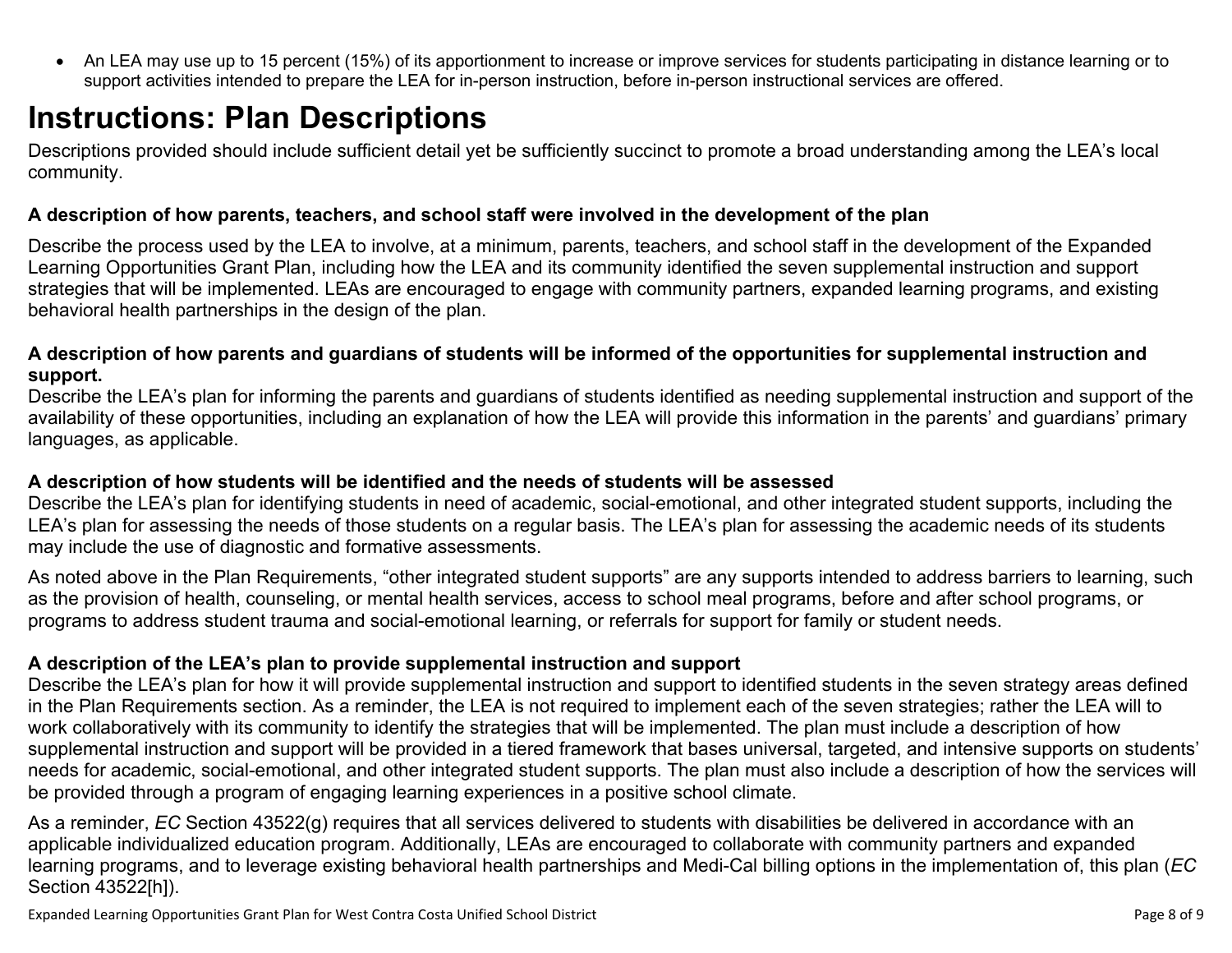- An LEA may use up to 15 percent (15%) of its apportionment to increase or improve services for students participating in distance learning or to support activities intended to prepare the LEA for in-person instruction, before in-person instructional services are offered.

# Instructions: Plan Descriptions

Descriptions provided should include sufficient detail yet be sufficiently succinct to promote a broad understanding among the LEA's local community.

**A description of how parents, teachers, and school staff were involved in the development of the plan**

Describe the process used by the LEA to involve, at a minimum, parents, teachers, and school staff in the development of the Expanded Learning Opportunities Grant Plan, including how the LEA and its community identified the seven supplemental instruction and support strategies that will be implemented. LEAs are encouraged to engage with community partners, expanded learning programs, and existing behavioral health partnerships in the design of the plan.

**A description of how parents and guardians of students will be informed of the opportunities for supplemental instruction and support.**

Describe the LEA's plan for informing the parents and guardians of students identified as needing supplemental instruction and support of the availability of these opportunities, including an explanation of how the LEA will provide this information in the parents' and guardians' primary languages, as applicable.

**A description of how students will be identified and the needs of students will be assessed**

Describe the LEA's plan for identifying students in need of academic, social-emotional, and other integrated student supports, including the LEA's plan for assessing the needs of those students on a regular basis. The LEA's plan for assessing the academic needs of its students may include the use of diagnostic and formative assessments.

As noted above in the Plan Requirements, "other integrated student supports" are any supports intended to address barriers to learning, such as the provision of health, counseling, or mental health services, access to school meal programs, before and after school programs, or programs to address student trauma and social-emotional learning, or referrals for support for family or student needs.

**A description of the LEA's plan to provide supplemental instruction and support**

Describe the LEA's plan for how it will provide supplemental instruction and support to identified students in the seven strategy areas defined in the Plan Requirements section. As a reminder, the LEA is not required to implement each of the seven strategies; rather the LEA will to work collaboratively with its community to identify the strategies that will be implemented. The plan must include a description of how supplemental instruction and support will be provided in a tiered framework that bases universal, targeted, and intensive supports on students' needs for academic, social-emotional, and other integrated student supports. The plan must also include a description of how the services will be provided through a program of engaging learning experiences in a positive school climate.

As a reminder, *EC* Section 43522(g) requires that all services delivered to students with disabilities be delivered in accordance with an applicable individualized education program. Additionally, LEAs are encouraged to collaborate with community partners and expanded learning programs, and to leverage existing behavioral health partnerships and Medi-Cal billing options in the implementation of, this plan (*EC* Section 43522[h]).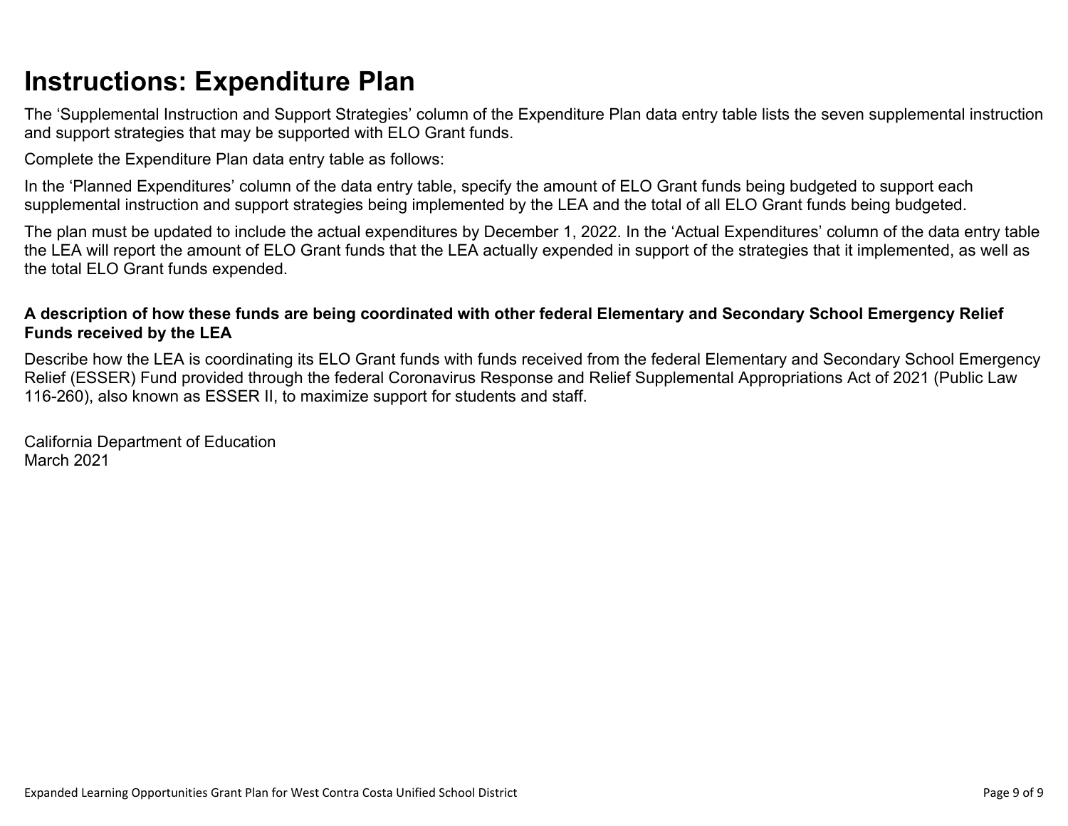# Instructions: Expenditure Plan

The 'Supplemental Instruction and Support Strategies' column of the Expenditure Plan data entry table lists the seven supplemental instruction and support strategies that may be supported with ELO Grant funds.

Complete the Expenditure Plan data entry table as follows:

In the 'Planned Expenditures' column of the data entry table, specify the amount of ELO Grant funds being budgeted to support each supplemental instruction and support strategies being implemented by the LEA and the total of all ELO Grant funds being budgeted.

The plan must be updated to include the actual expenditures by December 1, 2022. In the 'Actual Expenditures' column of the data entry table the LEA will report the amount of ELO Grant funds that the LEA actually expended in support of the strategies that it implemented, as well as the total ELO Grant funds expended.

**A description of how these funds are being coordinated with other federal Elementary and Secondary School Emergency Relief Funds received by the LEA**

Describe how the LEA is coordinating its ELO Grant funds with funds received from the federal Elementary and Secondary School Emergency Relief (ESSER) Fund provided through the federal Coronavirus Response and Relief Supplemental Appropriations Act of 2021 (Public Law 116-260), also known as ESSER II, to maximize support for students and staff.

California Department of Education
March 2021